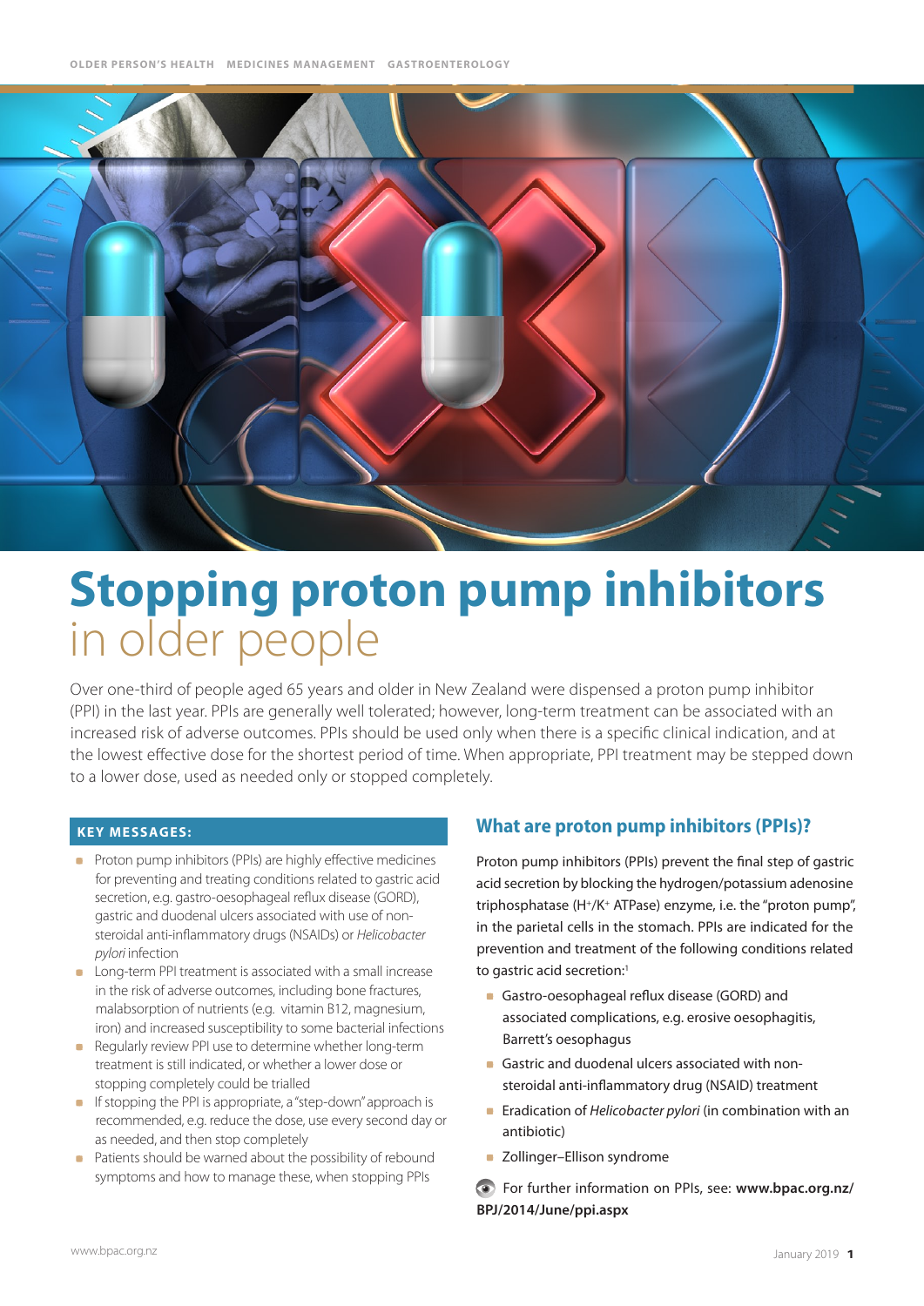OLDER PERSON'S HEALTH MEDICINES MANAGEMENT GASTROENTEROLOGY

# Stopping proton pump inhibitors in older people

Over one-third of people aged 65 years and older in New Zealand were dispensed a proton pump inhibitor (PPI) in the last year. PPIs are generally well tolerated; however, long-term treatment can be associated with an increased risk of adverse outcomes. PPIs should be used only when there is a specific clinical indication, and at the lowest effective dose for the shortest period of time. When appropriate, PPI treatment may be stepped down to a lower dose, used as needed only or stopped completely.

### KEY MESSAGES:

- Proton pump inhibitors (PPIs) are highly effective medicines for preventing and treating conditions related to gastric acid secretion, e.g. gastro-oesophageal reflux disease (GORD), gastric and duodenal ulcers associated with use of non-steroidal anti-inflammatory drugs (NSAIDs) or *Helicobacter pylori* infection
- Long-term PPI treatment is associated with a small increase in the risk of adverse outcomes, including bone fractures, malabsorption of nutrients (e.g. vitamin B12, magnesium, iron) and increased susceptibility to some bacterial infections
- Regularly review PPI use to determine whether long-term treatment is still indicated, or whether a lower dose or stopping completely could be trialled
- If stopping the PPI is appropriate, a "step-down" approach is recommended, e.g. reduce the dose, use every second day or as needed, and then stop completely
- Patients should be warned about the possibility of rebound symptoms and how to manage these, when stopping PPIs

## What are proton pump inhibitors (PPIs)?

Proton pump inhibitors (PPIs) prevent the final step of gastric acid secretion by blocking the hydrogen/potassium adenosine triphosphatase ($H^+/K^+$ ATPase) enzyme, i.e. the "proton pump", in the parietal cells in the stomach. PPIs are indicated for the prevention and treatment of the following conditions related to gastric acid secretion:[1]

- Gastro-oesophageal reflux disease (GORD) and associated complications, e.g. erosive oesophagitis, Barrett's oesophagus
- Gastric and duodenal ulcers associated with non-steroidal anti-inflammatory drug (NSAID) treatment
- Eradication of *Helicobacter pylori* (in combination with an antibiotic)
- Zollinger–Ellison syndrome

For further information on PPIs, see: **www.bpac.org.nz/BPJ/2014/June/ppi.aspx**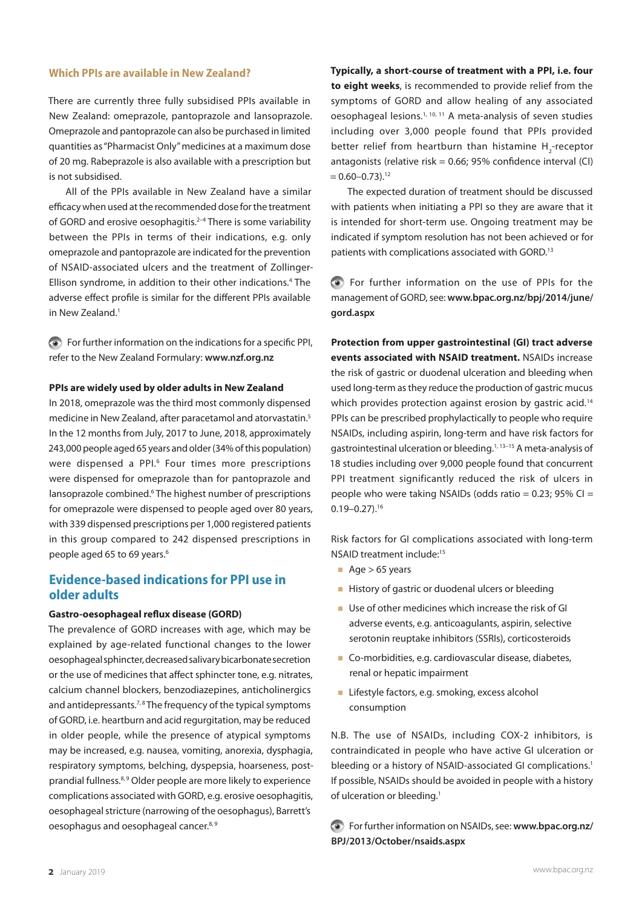## Which PPIs are available in New Zealand?

There are currently three fully subsidised PPIs available in New Zealand: omeprazole, pantoprazole and lansoprazole. Omeprazole and pantoprazole can also be purchased in limited quantities as "Pharmacist Only" medicines at a maximum dose of 20 mg. Rabeprazole is also available with a prescription but is not subsidised.

All of the PPIs available in New Zealand have a similar efficacy when used at the recommended dose for the treatment of GORD and erosive oesophagitis.[2–4] There is some variability between the PPIs in terms of their indications, e.g. only omeprazole and pantoprazole are indicated for the prevention of NSAID-associated ulcers and the treatment of Zollinger-Ellison syndrome, in addition to their other indications.[4] The adverse effect profile is similar for the different PPIs available in New Zealand.[1]

For further information on the indications for a specific PPI, refer to the New Zealand Formulary: **www.nzf.org.nz**

**PPIs are widely used by older adults in New Zealand**

In 2018, omeprazole was the third most commonly dispensed medicine in New Zealand, after paracetamol and atorvastatin.[5] In the 12 months from July, 2017 to June, 2018, approximately 243,000 people aged 65 years and older (34% of this population) were dispensed a PPI.[6] Four times more prescriptions were dispensed for omeprazole than for pantoprazole and lansoprazole combined.[6] The highest number of prescriptions for omeprazole were dispensed to people aged over 80 years, with 339 dispensed prescriptions per 1,000 registered patients in this group compared to 242 dispensed prescriptions in people aged 65 to 69 years.[6]

## Evidence-based indications for PPI use in older adults

**Gastro-oesophageal reflux disease (GORD)**

The prevalence of GORD increases with age, which may be explained by age-related functional changes to the lower oesophageal sphincter, decreased salivary bicarbonate secretion or the use of medicines that affect sphincter tone, e.g. nitrates, calcium channel blockers, benzodiazepines, anticholinergics and antidepressants.[7,8] The frequency of the typical symptoms of GORD, i.e. heartburn and acid regurgitation, may be reduced in older people, while the presence of atypical symptoms may be increased, e.g. nausea, vomiting, anorexia, dysphagia, respiratory symptoms, belching, dyspepsia, hoarseness, post-prandial fullness.[8,9] Older people are more likely to experience complications associated with GORD, e.g. erosive oesophagitis, oesophageal stricture (narrowing of the oesophagus), Barrett's oesophagus and oesophageal cancer.[8,9]

**Typically, a short-course of treatment with a PPI, i.e. four to eight weeks**, is recommended to provide relief from the symptoms of GORD and allow healing of any associated oesophageal lesions.[1,10,11] A meta-analysis of seven studies including over 3,000 people found that PPIs provided better relief from heartburn than histamine $H_2$-receptor antagonists (relative risk = 0.66; 95% confidence interval (CI) = 0.60–0.73).[12]

The expected duration of treatment should be discussed with patients when initiating a PPI so they are aware that it is intended for short-term use. Ongoing treatment may be indicated if symptom resolution has not been achieved or for patients with complications associated with GORD.[13]

For further information on the use of PPIs for the management of GORD, see: **www.bpac.org.nz/bpj/2014/june/gord.aspx**

**Protection from upper gastrointestinal (GI) tract adverse events associated with NSAID treatment.** NSAIDs increase the risk of gastric or duodenal ulceration and bleeding when used long-term as they reduce the production of gastric mucus which provides protection against erosion by gastric acid.[14] PPIs can be prescribed prophylactically to people who require NSAIDs, including aspirin, long-term and have risk factors for gastrointestinal ulceration or bleeding.[1,13–15] A meta-analysis of 18 studies including over 9,000 people found that concurrent PPI treatment significantly reduced the risk of ulcers in people who were taking NSAIDs (odds ratio = 0.23; 95% CI = 0.19–0.27).[16]

Risk factors for GI complications associated with long-term NSAID treatment include:[15]

- Age > 65 years
- History of gastric or duodenal ulcers or bleeding
- Use of other medicines which increase the risk of GI adverse events, e.g. anticoagulants, aspirin, selective serotonin reuptake inhibitors (SSRIs), corticosteroids
- Co-morbidities, e.g. cardiovascular disease, diabetes, renal or hepatic impairment
- Lifestyle factors, e.g. smoking, excess alcohol consumption

N.B. The use of NSAIDs, including COX-2 inhibitors, is contraindicated in people who have active GI ulceration or bleeding or a history of NSAID-associated GI complications.[1] If possible, NSAIDs should be avoided in people with a history of ulceration or bleeding.[1]

For further information on NSAIDs, see: **www.bpac.org.nz/BPJ/2013/October/nsaids.aspx**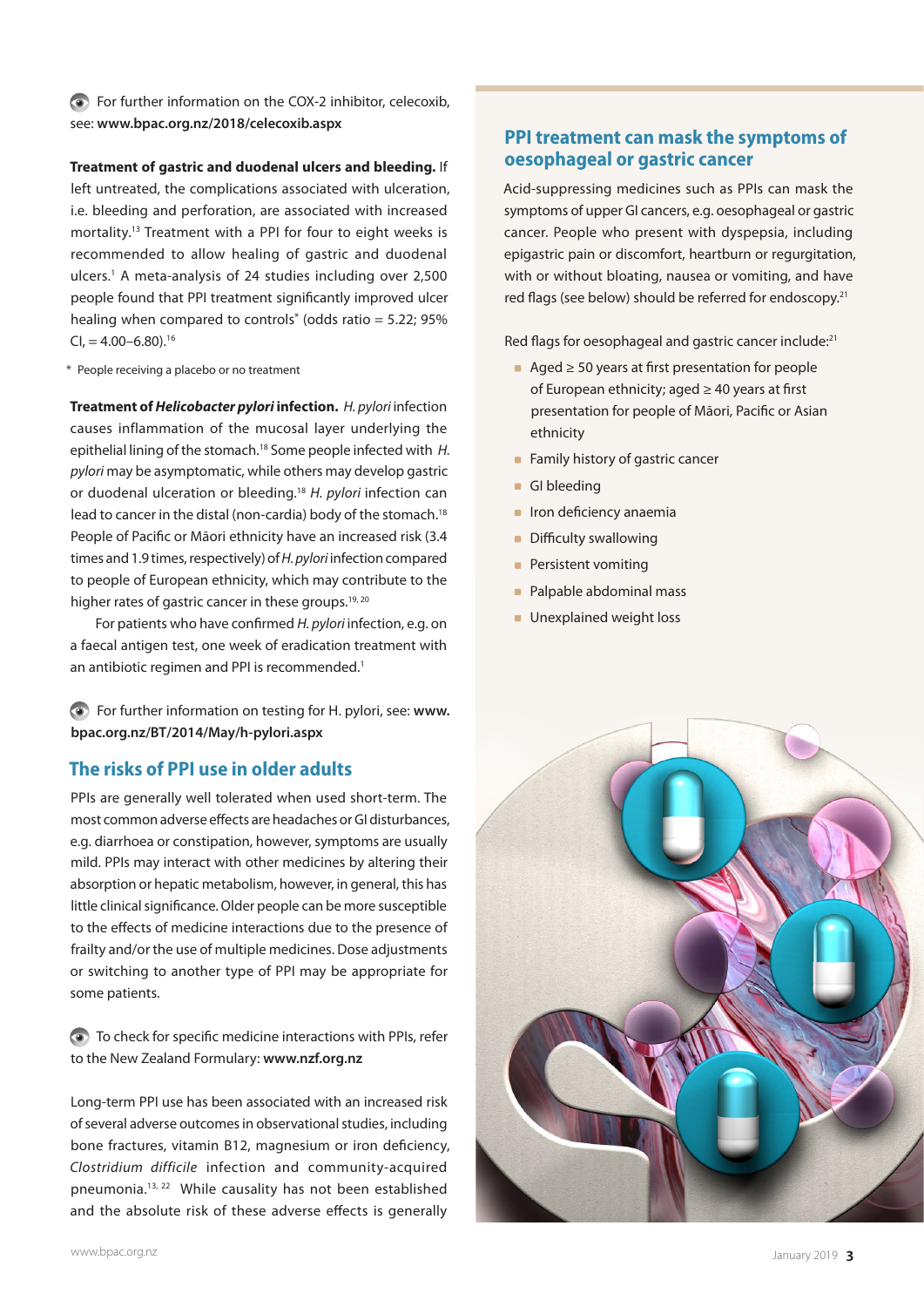For further information on the COX-2 inhibitor, celecoxib, see: **www.bpac.org.nz/2018/celecoxib.aspx**

**Treatment of gastric and duodenal ulcers and bleeding.** If left untreated, the complications associated with ulceration, i.e. bleeding and perforation, are associated with increased mortality.[13] Treatment with a PPI for four to eight weeks is recommended to allow healing of gastric and duodenal ulcers.[1] A meta-analysis of 24 studies including over 2,500 people found that PPI treatment significantly improved ulcer healing when compared to controls* (odds ratio = 5.22; 95% CI, = 4.00–6.80).[16]

\* People receiving a placebo or no treatment

**Treatment of *Helicobacter pylori* infection.** *H. pylori* infection causes inflammation of the mucosal layer underlying the epithelial lining of the stomach.[18] Some people infected with *H. pylori* may be asymptomatic, while others may develop gastric or duodenal ulceration or bleeding.[18] *H. pylori* infection can lead to cancer in the distal (non-cardia) body of the stomach.[18] People of Pacific or Māori ethnicity have an increased risk (3.4 times and 1.9 times, respectively) of *H. pylori* infection compared to people of European ethnicity, which may contribute to the higher rates of gastric cancer in these groups.[19, 20]

For patients who have confirmed *H. pylori* infection, e.g. on a faecal antigen test, one week of eradication treatment with an antibiotic regimen and PPI is recommended.[1]

For further information on testing for H. pylori, see: **www.bpac.org.nz/BT/2014/May/h-pylori.aspx**

## The risks of PPI use in older adults

PPIs are generally well tolerated when used short-term. The most common adverse effects are headaches or GI disturbances, e.g. diarrhoea or constipation, however, symptoms are usually mild. PPIs may interact with other medicines by altering their absorption or hepatic metabolism, however, in general, this has little clinical significance. Older people can be more susceptible to the effects of medicine interactions due to the presence of frailty and/or the use of multiple medicines. Dose adjustments or switching to another type of PPI may be appropriate for some patients.

To check for specific medicine interactions with PPIs, refer to the New Zealand Formulary: **www.nzf.org.nz**

Long-term PPI use has been associated with an increased risk of several adverse outcomes in observational studies, including bone fractures, vitamin B12, magnesium or iron deficiency, *Clostridium difficile* infection and community-acquired pneumonia.[13, 22] While causality has not been established and the absolute risk of these adverse effects is generally

## PPI treatment can mask the symptoms of oesophageal or gastric cancer

Acid-suppressing medicines such as PPIs can mask the symptoms of upper GI cancers, e.g. oesophageal or gastric cancer. People who present with dyspepsia, including epigastric pain or discomfort, heartburn or regurgitation, with or without bloating, nausea or vomiting, and have red flags (see below) should be referred for endoscopy.[21]

Red flags for oesophageal and gastric cancer include:[21]

- Aged ≥ 50 years at first presentation for people of European ethnicity; aged ≥ 40 years at first presentation for people of Māori, Pacific or Asian ethnicity
- Family history of gastric cancer
- GI bleeding
- Iron deficiency anaemia
- Difficulty swallowing
- Persistent vomiting
- Palpable abdominal mass
- Unexplained weight loss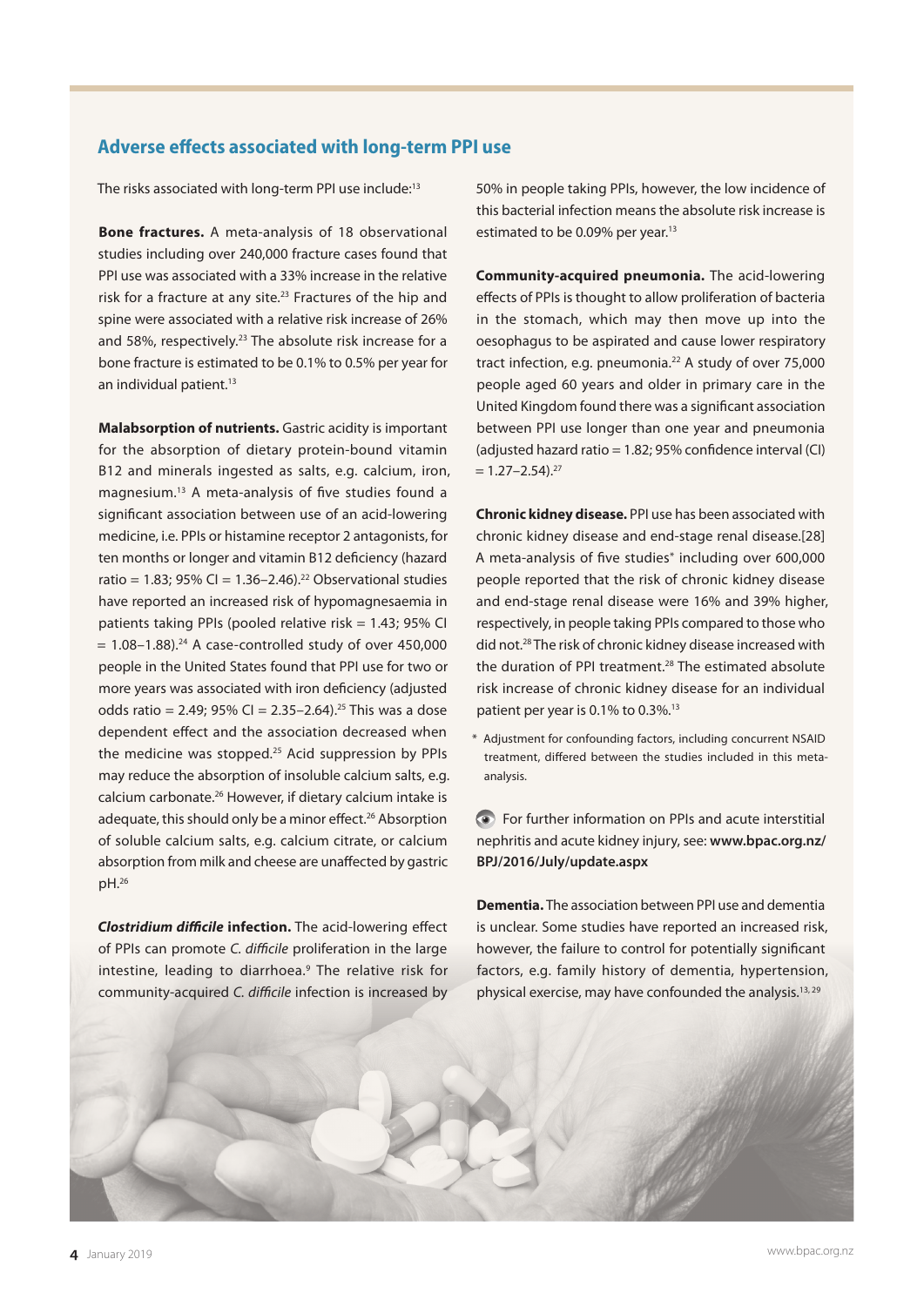## Adverse effects associated with long-term PPI use

The risks associated with long-term PPI use include:[13]

**Bone fractures.** A meta-analysis of 18 observational studies including over 240,000 fracture cases found that PPI use was associated with a 33% increase in the relative risk for a fracture at any site.[23] Fractures of the hip and spine were associated with a relative risk increase of 26% and 58%, respectively.[23] The absolute risk increase for a bone fracture is estimated to be 0.1% to 0.5% per year for an individual patient.[13]

**Malabsorption of nutrients.** Gastric acidity is important for the absorption of dietary protein-bound vitamin B12 and minerals ingested as salts, e.g. calcium, iron, magnesium.[13] A meta-analysis of five studies found a significant association between use of an acid-lowering medicine, i.e. PPIs or histamine receptor 2 antagonists, for ten months or longer and vitamin B12 deficiency (hazard ratio = 1.83; 95% CI = 1.36–2.46).[22] Observational studies have reported an increased risk of hypomagnesaemia in patients taking PPIs (pooled relative risk = 1.43; 95% CI = 1.08–1.88).[24] A case-controlled study of over 450,000 people in the United States found that PPI use for two or more years was associated with iron deficiency (adjusted odds ratio = 2.49; 95% CI = 2.35–2.64).[25] This was a dose dependent effect and the association decreased when the medicine was stopped.[25] Acid suppression by PPIs may reduce the absorption of insoluble calcium salts, e.g. calcium carbonate.[26] However, if dietary calcium intake is adequate, this should only be a minor effect.[26] Absorption of soluble calcium salts, e.g. calcium citrate, or calcium absorption from milk and cheese are unaffected by gastric pH.[26]

***Clostridium difficile* infection.** The acid-lowering effect of PPIs can promote *C. difficile* proliferation in the large intestine, leading to diarrhoea.[9] The relative risk for community-acquired *C. difficile* infection is increased by 50% in people taking PPIs, however, the low incidence of this bacterial infection means the absolute risk increase is estimated to be 0.09% per year.[13]

**Community-acquired pneumonia.** The acid-lowering effects of PPIs is thought to allow proliferation of bacteria in the stomach, which may then move up into the oesophagus to be aspirated and cause lower respiratory tract infection, e.g. pneumonia.[22] A study of over 75,000 people aged 60 years and older in primary care in the United Kingdom found there was a significant association between PPI use longer than one year and pneumonia (adjusted hazard ratio = 1.82; 95% confidence interval (CI) = 1.27–2.54).[27]

**Chronic kidney disease.** PPI use has been associated with chronic kidney disease and end-stage renal disease.[28] A meta-analysis of five studies* including over 600,000 people reported that the risk of chronic kidney disease and end-stage renal disease were 16% and 39% higher, respectively, in people taking PPIs compared to those who did not.[28] The risk of chronic kidney disease increased with the duration of PPI treatment.[28] The estimated absolute risk increase of chronic kidney disease for an individual patient per year is 0.1% to 0.3%.[13]

\* Adjustment for confounding factors, including concurrent NSAID treatment, differed between the studies included in this meta-analysis.

For further information on PPIs and acute interstitial nephritis and acute kidney injury, see: **www.bpac.org.nz/BPJ/2016/July/update.aspx**

**Dementia.** The association between PPI use and dementia is unclear. Some studies have reported an increased risk, however, the failure to control for potentially significant factors, e.g. family history of dementia, hypertension, physical exercise, may have confounded the analysis.[13, 29]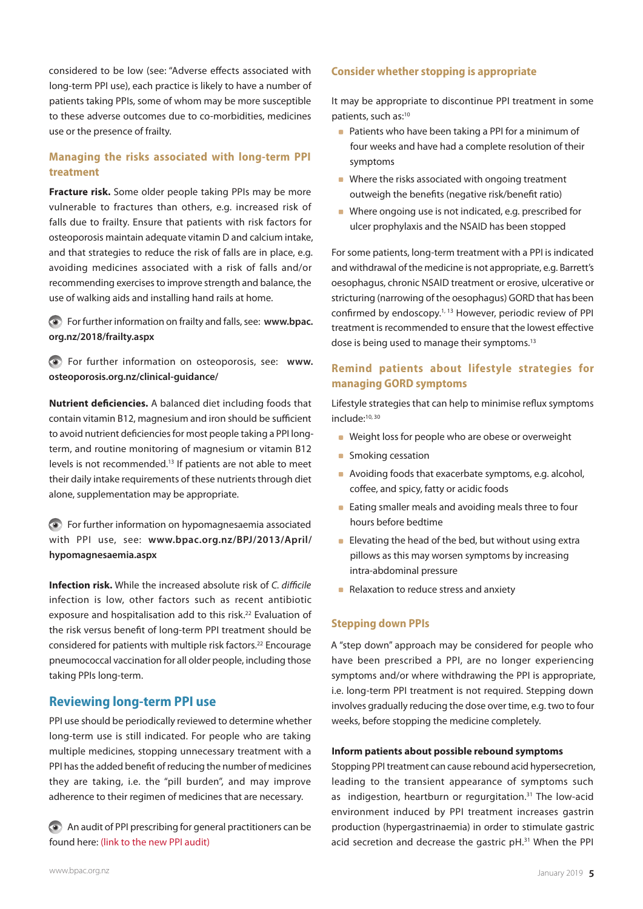considered to be low (see: "Adverse effects associated with long-term PPI use), each practice is likely to have a number of patients taking PPIs, some of whom may be more susceptible to these adverse outcomes due to co-morbidities, medicines use or the presence of frailty.

### Managing the risks associated with long-term PPI treatment

**Fracture risk.** Some older people taking PPIs may be more vulnerable to fractures than others, e.g. increased risk of falls due to frailty. Ensure that patients with risk factors for osteoporosis maintain adequate vitamin D and calcium intake, and that strategies to reduce the risk of falls are in place, e.g. avoiding medicines associated with a risk of falls and/or recommending exercises to improve strength and balance, the use of walking aids and installing hand rails at home.

For further information on frailty and falls, see: **www.bpac.org.nz/2018/frailty.aspx**

For further information on osteoporosis, see: **www.osteoporosis.org.nz/clinical-guidance/**

**Nutrient deficiencies.** A balanced diet including foods that contain vitamin B12, magnesium and iron should be sufficient to avoid nutrient deficiencies for most people taking a PPI long-term, and routine monitoring of magnesium or vitamin B12 levels is not recommended.[13] If patients are not able to meet their daily intake requirements of these nutrients through diet alone, supplementation may be appropriate.

For further information on hypomagnesaemia associated with PPI use, see: **www.bpac.org.nz/BPJ/2013/April/hypomagnesaemia.aspx**

**Infection risk.** While the increased absolute risk of *C. difficile* infection is low, other factors such as recent antibiotic exposure and hospitalisation add to this risk.[22] Evaluation of the risk versus benefit of long-term PPI treatment should be considered for patients with multiple risk factors.[22] Encourage pneumococcal vaccination for all older people, including those taking PPIs long-term.

## Reviewing long-term PPI use

PPI use should be periodically reviewed to determine whether long-term use is still indicated. For people who are taking multiple medicines, stopping unnecessary treatment with a PPI has the added benefit of reducing the number of medicines they are taking, i.e. the "pill burden", and may improve adherence to their regimen of medicines that are necessary.

An audit of PPI prescribing for general practitioners can be found here: (link to the new PPI audit)

### Consider whether stopping is appropriate

It may be appropriate to discontinue PPI treatment in some patients, such as:[10]

- Patients who have been taking a PPI for a minimum of four weeks and have had a complete resolution of their symptoms
- Where the risks associated with ongoing treatment outweigh the benefits (negative risk/benefit ratio)
- Where ongoing use is not indicated, e.g. prescribed for ulcer prophylaxis and the NSAID has been stopped

For some patients, long-term treatment with a PPI is indicated and withdrawal of the medicine is not appropriate, e.g. Barrett's oesophagus, chronic NSAID treatment or erosive, ulcerative or stricturing (narrowing of the oesophagus) GORD that has been confirmed by endoscopy.[1, 13] However, periodic review of PPI treatment is recommended to ensure that the lowest effective dose is being used to manage their symptoms.[13]

### Remind patients about lifestyle strategies for managing GORD symptoms

Lifestyle strategies that can help to minimise reflux symptoms include:[10, 30]

- Weight loss for people who are obese or overweight
- Smoking cessation
- Avoiding foods that exacerbate symptoms, e.g. alcohol, coffee, and spicy, fatty or acidic foods
- Eating smaller meals and avoiding meals three to four hours before bedtime
- Elevating the head of the bed, but without using extra pillows as this may worsen symptoms by increasing intra-abdominal pressure
- Relaxation to reduce stress and anxiety

### Stepping down PPIs

A "step down" approach may be considered for people who have been prescribed a PPI, are no longer experiencing symptoms and/or where withdrawing the PPI is appropriate, i.e. long-term PPI treatment is not required. Stepping down involves gradually reducing the dose over time, e.g. two to four weeks, before stopping the medicine completely.

#### Inform patients about possible rebound symptoms

Stopping PPI treatment can cause rebound acid hypersecretion, leading to the transient appearance of symptoms such as indigestion, heartburn or regurgitation.[31] The low-acid environment induced by PPI treatment increases gastrin production (hypergastrinaemia) in order to stimulate gastric acid secretion and decrease the gastric pH.[31] When the PPI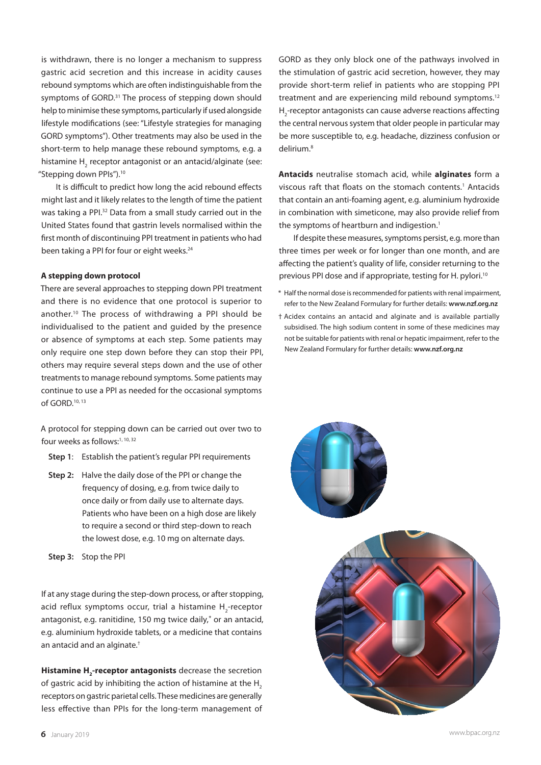is withdrawn, there is no longer a mechanism to suppress gastric acid secretion and this increase in acidity causes rebound symptoms which are often indistinguishable from the symptoms of GORD.[31] The process of stepping down should help to minimise these symptoms, particularly if used alongside lifestyle modifications (see: "Lifestyle strategies for managing GORD symptoms"). Other treatments may also be used in the short-term to help manage these rebound symptoms, e.g. a histamine $H_2$ receptor antagonist or an antacid/alginate (see: "Stepping down PPIs").[10]

It is difficult to predict how long the acid rebound effects might last and it likely relates to the length of time the patient was taking a PPI.[32] Data from a small study carried out in the United States found that gastrin levels normalised within the first month of discontinuing PPI treatment in patients who had been taking a PPI for four or eight weeks.[24]

**A stepping down protocol**

There are several approaches to stepping down PPI treatment and there is no evidence that one protocol is superior to another.[10] The process of withdrawing a PPI should be individualised to the patient and guided by the presence or absence of symptoms at each step. Some patients may only require one step down before they can stop their PPI, others may require several steps down and the use of other treatments to manage rebound symptoms. Some patients may continue to use a PPI as needed for the occasional symptoms of GORD.[10, 13]

A protocol for stepping down can be carried out over two to four weeks as follows:[1, 10, 32]

- **Step 1**: Establish the patient's regular PPI requirements
- **Step 2:** Halve the daily dose of the PPI or change the frequency of dosing, e.g. from twice daily to once daily or from daily use to alternate days. Patients who have been on a high dose are likely to require a second or third step-down to reach the lowest dose, e.g. 10 mg on alternate days.
- **Step 3:** Stop the PPI

If at any stage during the step-down process, or after stopping, acid reflux symptoms occur, trial a histamine $H_2$-receptor antagonist, e.g. ranitidine, 150 mg twice daily,* or an antacid, e.g. aluminium hydroxide tablets, or a medicine that contains an antacid and an alginate.†

**Histamine $H_2$-receptor antagonists** decrease the secretion of gastric acid by inhibiting the action of histamine at the $H_2$ receptors on gastric parietal cells. These medicines are generally less effective than PPIs for the long-term management of GORD as they only block one of the pathways involved in the stimulation of gastric acid secretion, however, they may provide short-term relief in patients who are stopping PPI treatment and are experiencing mild rebound symptoms.[12] $H_2$-receptor antagonists can cause adverse reactions affecting the central nervous system that older people in particular may be more susceptible to, e.g. headache, dizziness confusion or delirium.[8]

**Antacids** neutralise stomach acid, while **alginates** form a viscous raft that floats on the stomach contents.[1] Antacids that contain an anti-foaming agent, e.g. aluminium hydroxide in combination with simeticone, may also provide relief from the symptoms of heartburn and indigestion.[1]

If despite these measures, symptoms persist, e.g. more than three times per week or for longer than one month, and are affecting the patient's quality of life, consider returning to the previous PPI dose and if appropriate, testing for H. pylori.[10]

\* Half the normal dose is recommended for patients with renal impairment, refer to the New Zealand Formulary for further details: **www.nzf.org.nz**

† Acidex contains an antacid and alginate and is available partially subsidised. The high sodium content in some of these medicines may not be suitable for patients with renal or hepatic impairment, refer to the New Zealand Formulary for further details: **www.nzf.org.nz**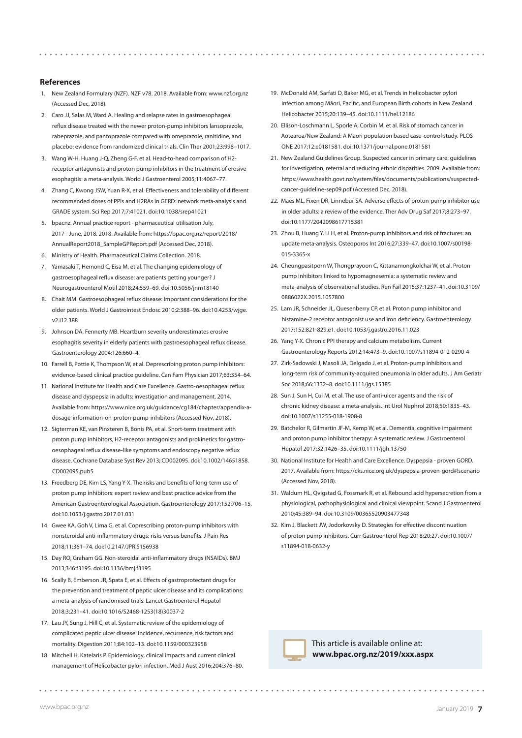## References

1. New Zealand Formulary (NZF). NZF v78. 2018. Available from: www.nzf.org.nz (Accessed Dec, 2018).
2. Caro JJ, Salas M, Ward A. Healing and relapse rates in gastroesophageal reflux disease treated with the newer proton-pump inhibitors lansoprazole, rabeprazole, and pantoprazole compared with omeprazole, ranitidine, and placebo: evidence from randomized clinical trials. Clin Ther 2001;23:998–1017.
3. Wang W-H, Huang J-Q, Zheng G-F, et al. Head-to-head comparison of H2-receptor antagonists and proton pump inhibitors in the treatment of erosive esophagitis: a meta-analysis. World J Gastroenterol 2005;11:4067–77.
4. Zhang C, Kwong JSW, Yuan R-X, et al. Effectiveness and tolerability of different recommended doses of PPIs and H2RAs in GERD: network meta-analysis and GRADE system. Sci Rep 2017;7:41021. doi:10.1038/srep41021
5. bpacnz. Annual practice report - pharmaceutical utilisation July, 2017 - June, 2018. 2018. Available from: https://bpac.org.nz/report/2018/AnnualReport2018_SampleGPReport.pdf (Accessed Dec, 2018).
6. Ministry of Health. Pharmaceutical Claims Collection. 2018.
7. Yamasaki T, Hemond C, Eisa M, et al. The changing epidemiology of gastroesophageal reflux disease: are patients getting younger? J Neurogastroenterol Motil 2018;24:559–69. doi:10.5056/jnm18140
8. Chait MM. Gastroesophageal reflux disease: Important considerations for the older patients. World J Gastrointest Endosc 2010;2:388–96. doi:10.4253/wjge.v2.i12.388
9. Johnson DA, Fennerty MB. Heartburn severity underestimates erosive esophagitis severity in elderly patients with gastroesophageal reflux disease. Gastroenterology 2004;126:660–4.
10. Farrell B, Pottie K, Thompson W, et al. Deprescribing proton pump inhibitors: evidence-based clinical practice guideline. Can Fam Physician 2017;63:354–64.
11. National Institute for Health and Care Excellence. Gastro-oesophageal reflux disease and dyspepsia in adults: investigation and management. 2014. Available from: https://www.nice.org.uk/guidance/cg184/chapter/appendix-a-dosage-information-on-proton-pump-inhibitors (Accessed Nov, 2018).
12. Sigterman KE, van Pinxteren B, Bonis PA, et al. Short-term treatment with proton pump inhibitors, H2-receptor antagonists and prokinetics for gastro-oesophageal reflux disease-like symptoms and endoscopy negative reflux disease. Cochrane Database Syst Rev 2013;:CD002095. doi:10.1002/14651858.CD002095.pub5
13. Freedberg DE, Kim LS, Yang Y-X. The risks and benefits of long-term use of proton pump inhibitors: expert review and best practice advice from the American Gastroenterological Association. Gastroenterology 2017;152:706–15. doi:10.1053/j.gastro.2017.01.031
14. Gwee KA, Goh V, Lima G, et al. Coprescribing proton-pump inhibitors with nonsteroidal anti-inflammatory drugs: risks versus benefits. J Pain Res 2018;11:361–74. doi:10.2147/JPR.S156938
15. Day RO, Graham GG. Non-steroidal anti-inflammatory drugs (NSAIDs). BMJ 2013;346:f3195. doi:10.1136/bmj.f3195
16. Scally B, Emberson JR, Spata E, et al. Effects of gastroprotectant drugs for the prevention and treatment of peptic ulcer disease and its complications: a meta-analysis of randomised trials. Lancet Gastroenterol Hepatol 2018;3:231–41. doi:10.1016/S2468-1253(18)30037-2
17. Lau JY, Sung J, Hill C, et al. Systematic review of the epidemiology of complicated peptic ulcer disease: incidence, recurrence, risk factors and mortality. Digestion 2011;84:102–13. doi:10.1159/000323958
18. Mitchell H, Katelaris P. Epidemiology, clinical impacts and current clinical management of Helicobacter pylori infection. Med J Aust 2016;204:376–80.
19. McDonald AM, Sarfati D, Baker MG, et al. Trends in Helicobacter pylori infection among Māori, Pacific, and European Birth cohorts in New Zealand. Helicobacter 2015;20:139–45. doi:10.1111/hel.12186
20. Ellison-Loschmann L, Sporle A, Corbin M, et al. Risk of stomach cancer in Aotearoa/New Zealand: A Māori population based case-control study. PLOS ONE 2017;12:e0181581. doi:10.1371/journal.pone.0181581
21. New Zealand Guidelines Group. Suspected cancer in primary care: guidelines for investigation, referral and reducing ethnic disparities. 2009. Available from: https://www.health.govt.nz/system/files/documents/publications/suspected-cancer-guideline-sep09.pdf (Accessed Dec, 2018).
22. Maes ML, Fixen DR, Linnebur SA. Adverse effects of proton-pump inhibitor use in older adults: a review of the evidence. Ther Adv Drug Saf 2017;8:273–97. doi:10.1177/2042098617715381
23. Zhou B, Huang Y, Li H, et al. Proton-pump inhibitors and risk of fractures: an update meta-analysis. Osteoporos Int 2016;27:339–47. doi:10.1007/s00198-015-3365-x
24. Cheungpasitporn W, Thongprayoon C, Kittanamongkolchai W, et al. Proton pump inhibitors linked to hypomagnesemia: a systematic review and meta-analysis of observational studies. Ren Fail 2015;37:1237–41. doi:10.3109/0886022X.2015.1057800
25. Lam JR, Schneider JL, Quesenberry CP, et al. Proton pump inhibitor and histamine-2 receptor antagonist use and iron deficiency. Gastroenterology 2017;152:821-829.e1. doi:10.1053/j.gastro.2016.11.023
26. Yang Y-X. Chronic PPI therapy and calcium metabolism. Current Gastroenterology Reports 2012;14:473–9. doi:10.1007/s11894-012-0290-4
27. Zirk-Sadowski J, Masoli JA, Delgado J, et al. Proton-pump inhibitors and long-term risk of community-acquired pneumonia in older adults. J Am Geriatr Soc 2018;66:1332–8. doi:10.1111/jgs.15385
28. Sun J, Sun H, Cui M, et al. The use of anti-ulcer agents and the risk of chronic kidney disease: a meta-analysis. Int Urol Nephrol 2018;50:1835–43. doi:10.1007/s11255-018-1908-8
29. Batchelor R, Gilmartin JF-M, Kemp W, et al. Dementia, cognitive impairment and proton pump inhibitor therapy: A systematic review. J Gastroenterol Hepatol 2017;32:1426–35. doi:10.1111/jgh.13750
30. National Institute for Health and Care Excellence. Dyspepsia - proven GORD. 2017. Available from: https://cks.nice.org.uk/dyspepsia-proven-gord#!scenario (Accessed Nov, 2018).
31. Waldum HL, Qvigstad G, Fossmark R, et al. Rebound acid hypersecretion from a physiological, pathophysiological and clinical viewpoint. Scand J Gastroenterol 2010;45:389–94. doi:10.3109/00365520903477348
32. Kim J, Blackett JW, Jodorkovsky D. Strategies for effective discontinuation of proton pump inhibitors. Curr Gastroenterol Rep 2018;20:27. doi:10.1007/s11894-018-0632-y

This article is available online at: **www.bpac.org.nz/2019/xxx.aspx**